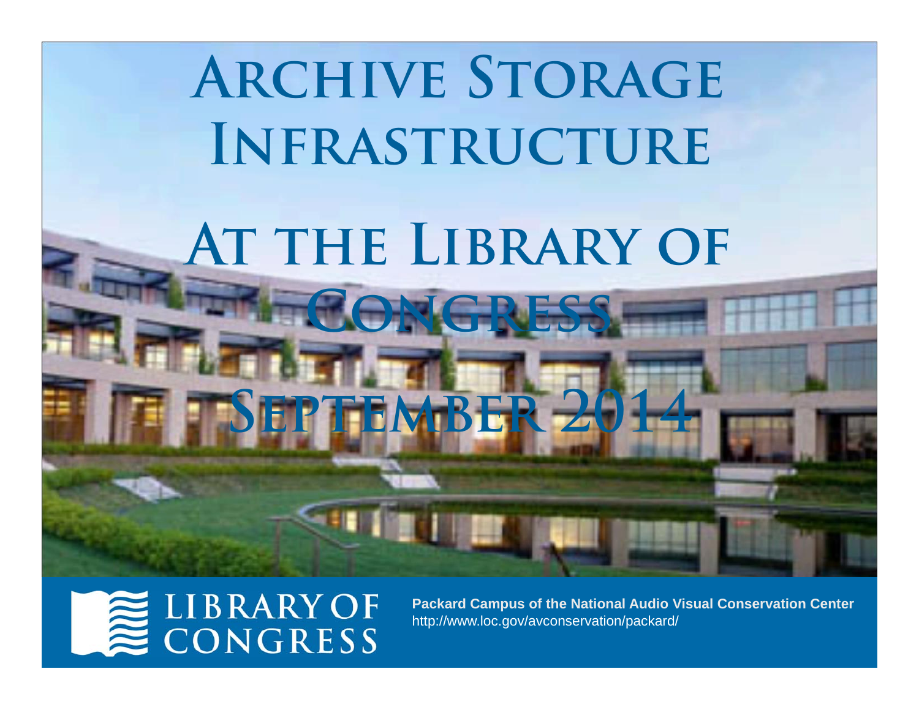# Archive Storage Infrastructure

# At the Library of Congress

## September 2014

LIBRARY OF CONGRESS

**Packard Campus of the National Audio Visual Conservation Center**
http://www.loc.gov/avconservation/packard/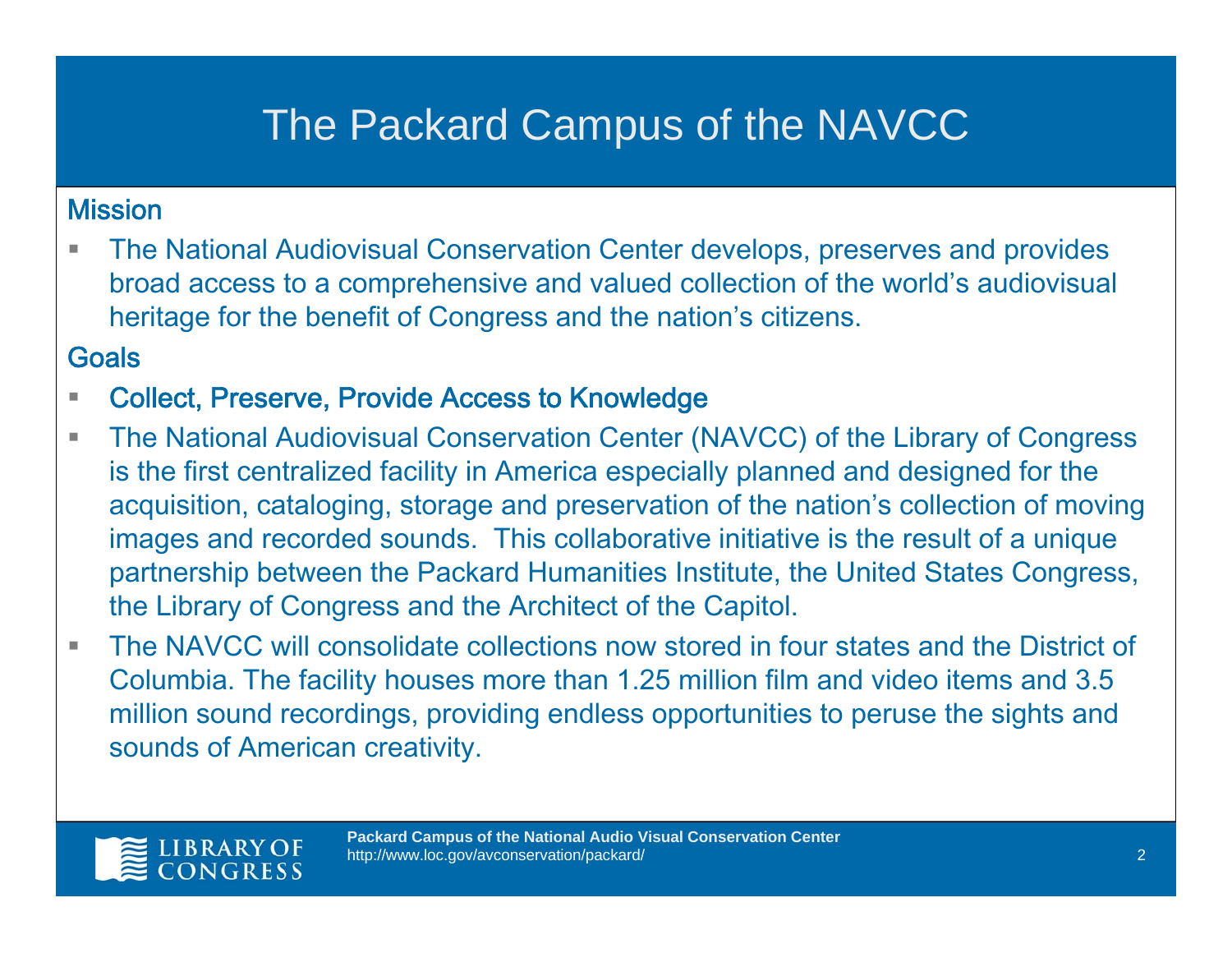# The Packard Campus of the NAVCC

## Mission

- The National Audiovisual Conservation Center develops, preserves and provides broad access to a comprehensive and valued collection of the world's audiovisual heritage for the benefit of Congress and the nation's citizens.

## Goals

- Collect, Preserve, Provide Access to Knowledge
- The National Audiovisual Conservation Center (NAVCC) of the Library of Congress is the first centralized facility in America especially planned and designed for the acquisition, cataloging, storage and preservation of the nation's collection of moving images and recorded sounds. This collaborative initiative is the result of a unique partnership between the Packard Humanities Institute, the United States Congress, the Library of Congress and the Architect of the Capitol.
- The NAVCC will consolidate collections now stored in four states and the District of Columbia. The facility houses more than 1.25 million film and video items and 3.5 million sound recordings, providing endless opportunities to peruse the sights and sounds of American creativity.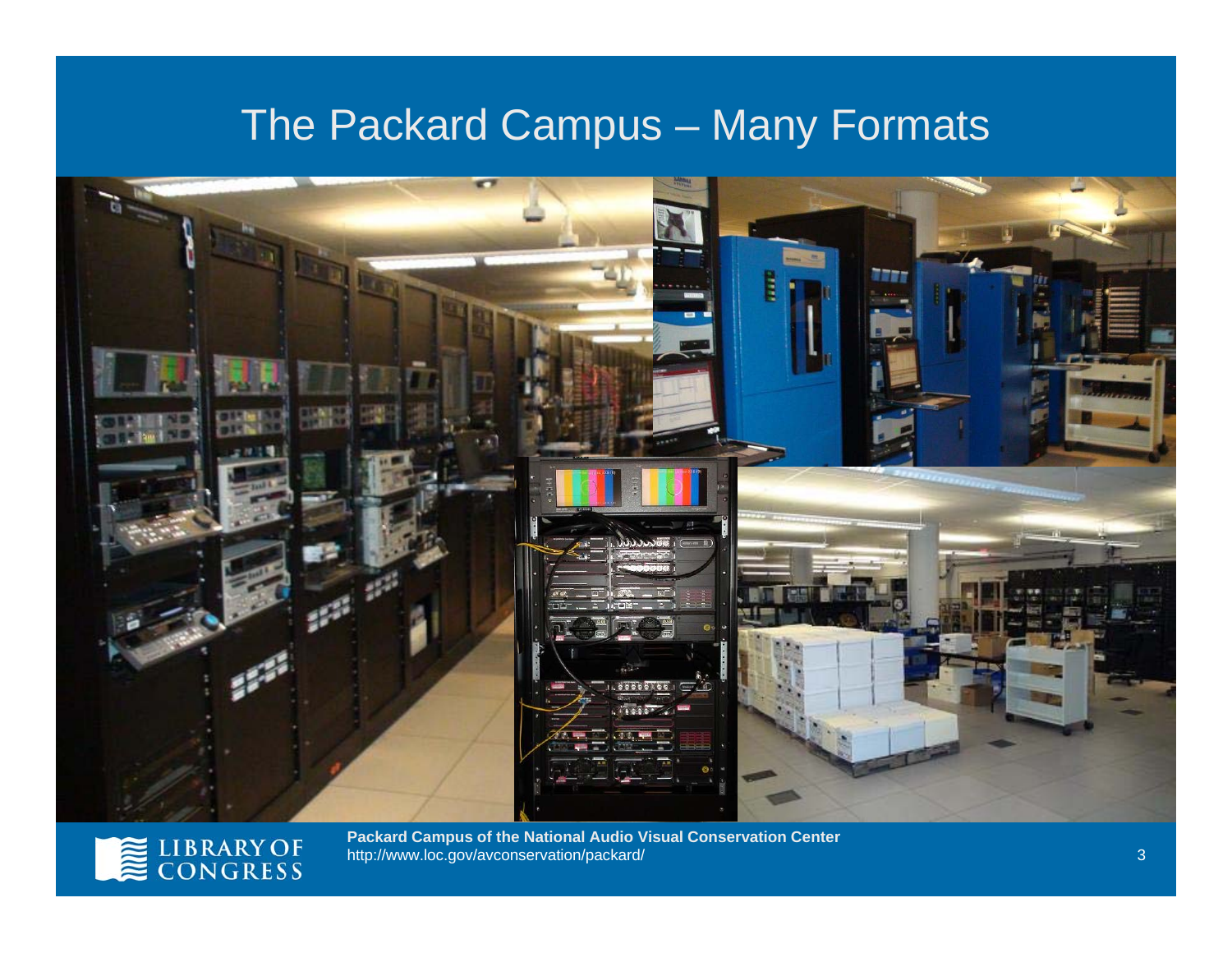# The Packard Campus – Many Formats

**Packard Campus of the National Audio Visual Conservation Center**
http://www.loc.gov/avconservation/packard/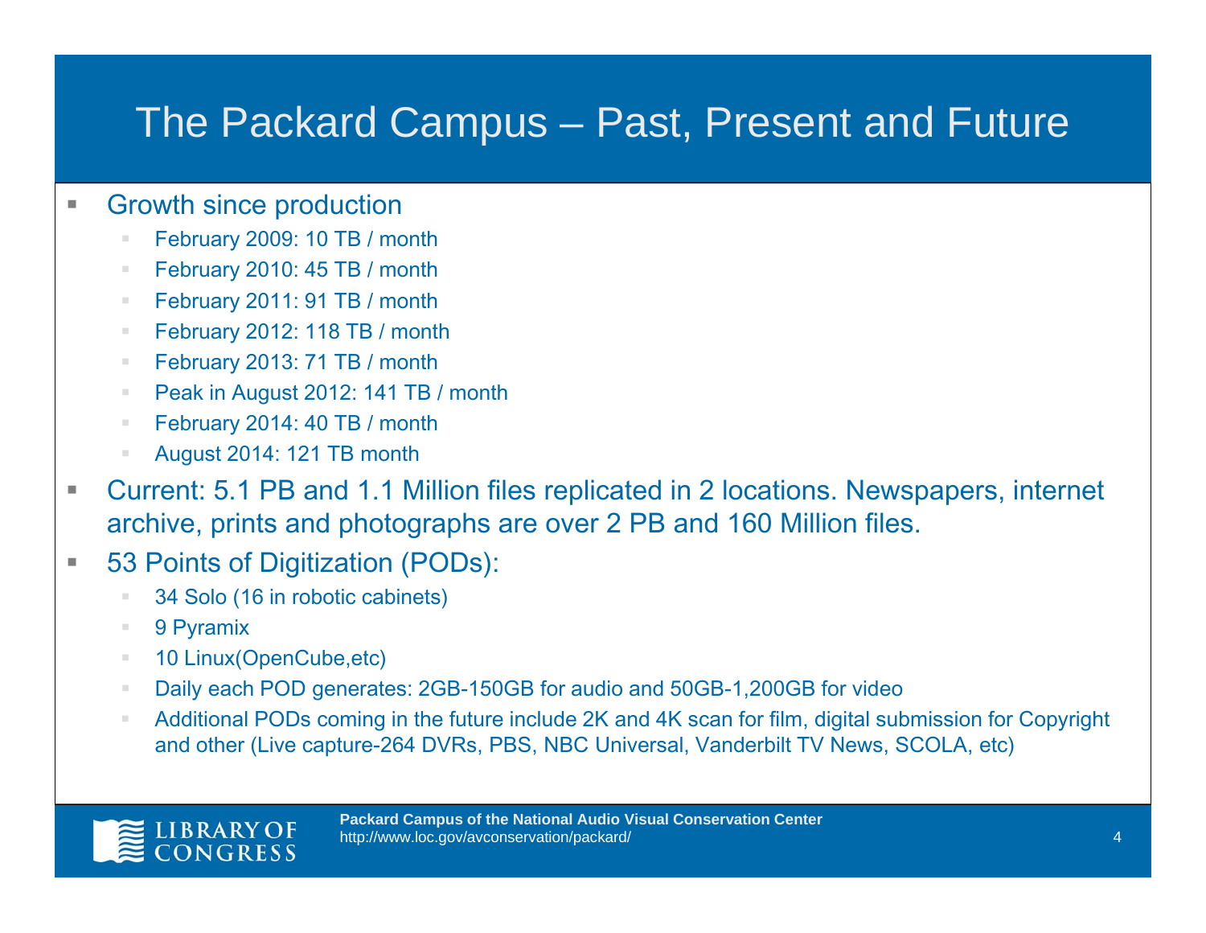# The Packard Campus – Past, Present and Future

- Growth since production
  - February 2009: 10 TB / month
  - February 2010: 45 TB / month
  - February 2011: 91 TB / month
  - February 2012: 118 TB / month
  - February 2013: 71 TB / month
  - Peak in August 2012: 141 TB / month
  - February 2014: 40 TB / month
  - August 2014: 121 TB month
- Current: 5.1 PB and 1.1 Million files replicated in 2 locations. Newspapers, internet archive, prints and photographs are over 2 PB and 160 Million files.
- 53 Points of Digitization (PODs):
  - 34 Solo (16 in robotic cabinets)
  - 9 Pyramix
  - 10 Linux(OpenCube,etc)
  - Daily each POD generates: 2GB-150GB for audio and 50GB-1,200GB for video
  - Additional PODs coming in the future include 2K and 4K scan for film, digital submission for Copyright and other (Live capture-264 DVRs, PBS, NBC Universal, Vanderbilt TV News, SCOLA, etc)

**Packard Campus of the National Audio Visual Conservation Center**
http://www.loc.gov/avconservation/packard/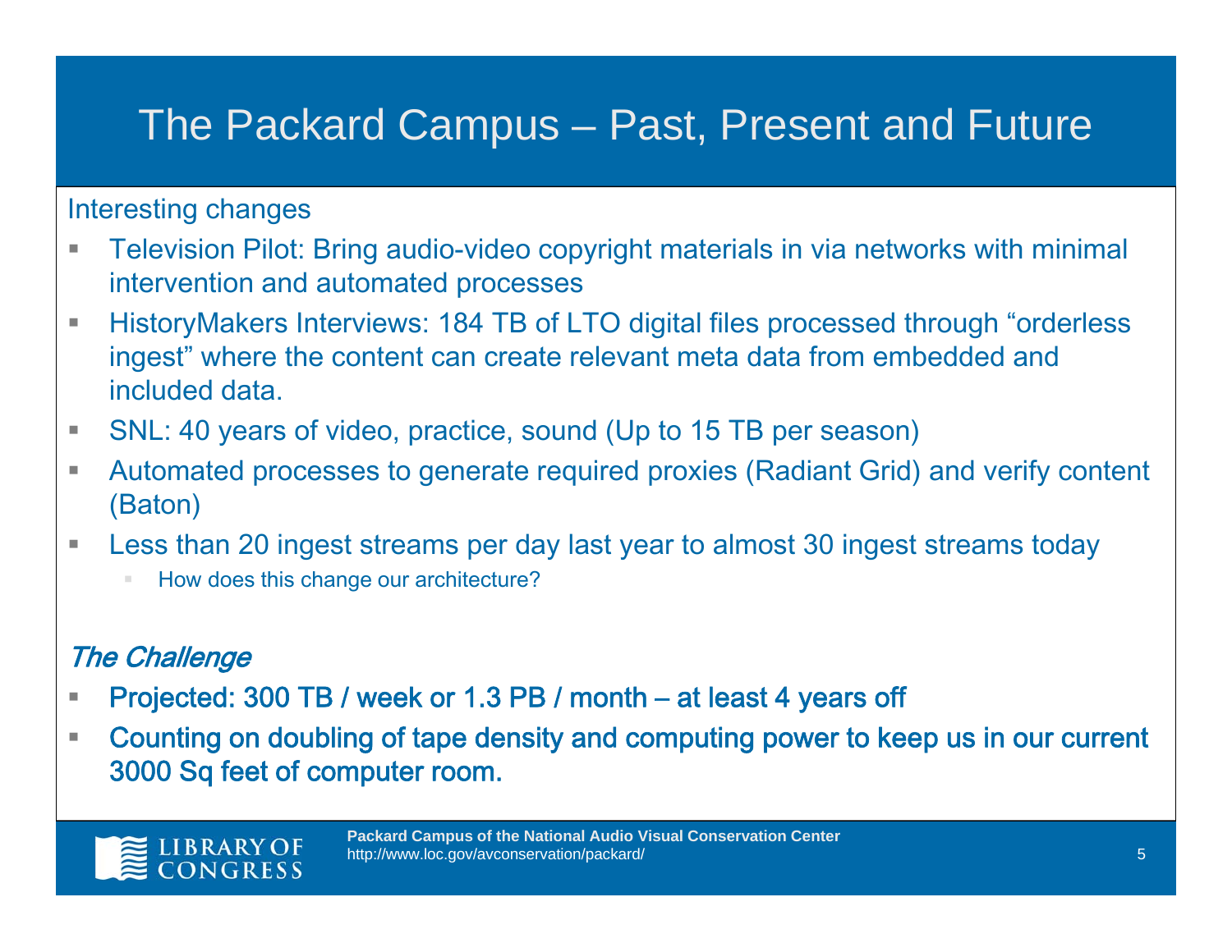# The Packard Campus – Past, Present and Future

Interesting changes

- Television Pilot: Bring audio-video copyright materials in via networks with minimal intervention and automated processes
- HistoryMakers Interviews: 184 TB of LTO digital files processed through “orderless ingest” where the content can create relevant meta data from embedded and included data.
- SNL: 40 years of video, practice, sound (Up to 15 TB per season)
- Automated processes to generate required proxies (Radiant Grid) and verify content (Baton)
- Less than 20 ingest streams per day last year to almost 30 ingest streams today
  - How does this change our architecture?

*The Challenge*

- **Projected: 300 TB / week or 1.3 PB / month – at least 4 years off**
- **Counting on doubling of tape density and computing power to keep us in our current 3000 Sq feet of computer room.**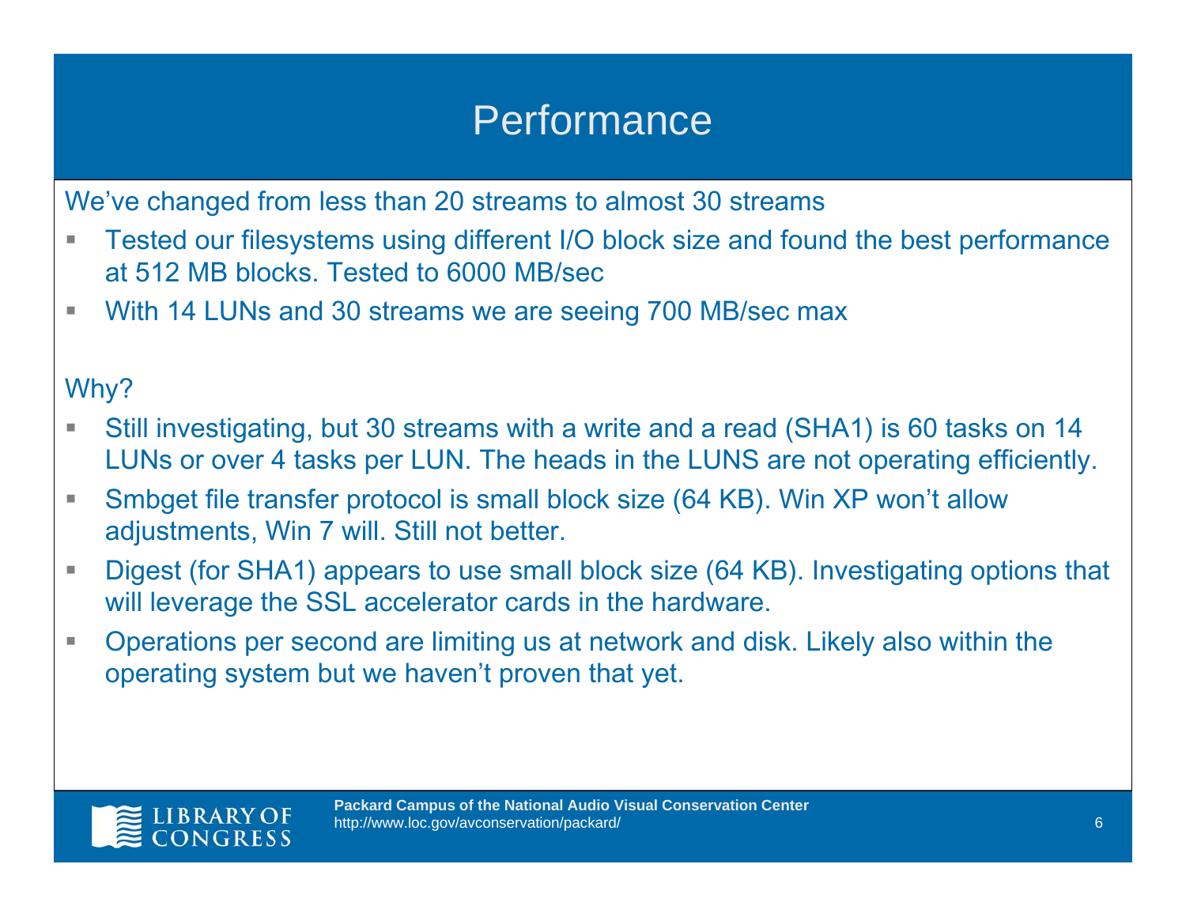# Performance

We've changed from less than 20 streams to almost 30 streams

- Tested our filesystems using different I/O block size and found the best performance at 512 MB blocks. Tested to 6000 MB/sec
- With 14 LUNs and 30 streams we are seeing 700 MB/sec max

Why?

- Still investigating, but 30 streams with a write and a read (SHA1) is 60 tasks on 14 LUNs or over 4 tasks per LUN. The heads in the LUNS are not operating efficiently.
- Smbget file transfer protocol is small block size (64 KB). Win XP won't allow adjustments, Win 7 will. Still not better.
- Digest (for SHA1) appears to use small block size (64 KB). Investigating options that will leverage the SSL accelerator cards in the hardware.
- Operations per second are limiting us at network and disk. Likely also within the operating system but we haven't proven that yet.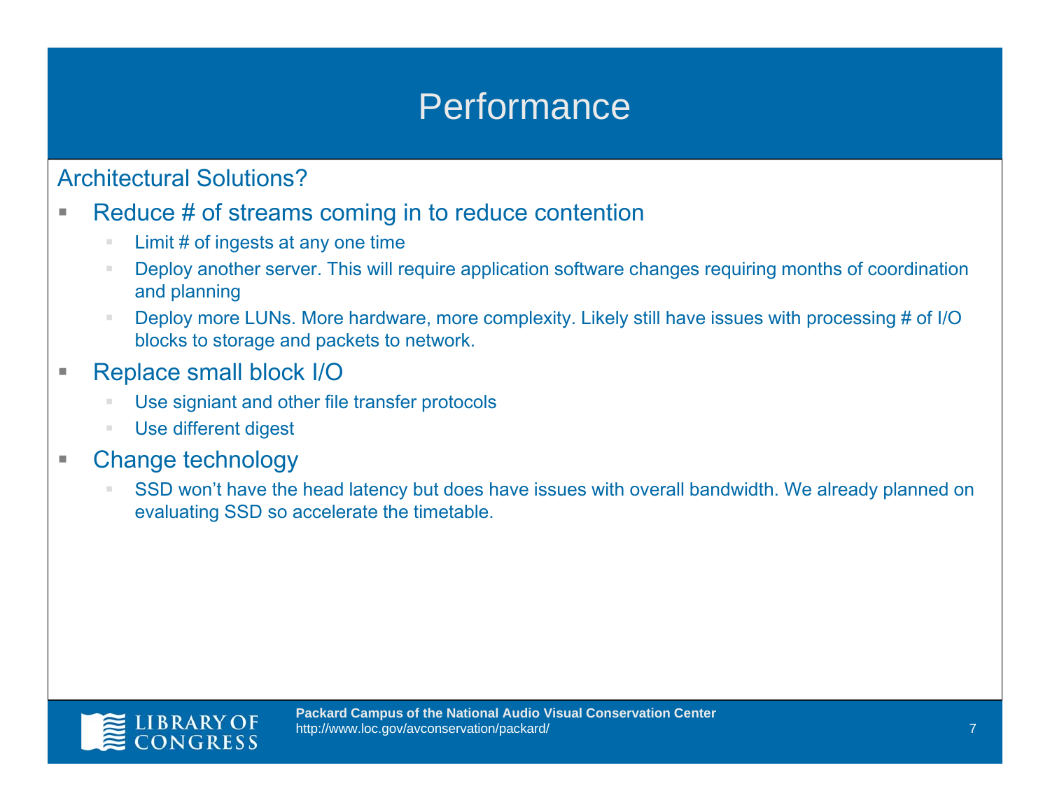# Performance

## Architectural Solutions?

- Reduce # of streams coming in to reduce contention
  - Limit # of ingests at any one time
  - Deploy another server. This will require application software changes requiring months of coordination and planning
  - Deploy more LUNs. More hardware, more complexity. Likely still have issues with processing # of I/O blocks to storage and packets to network.
- Replace small block I/O
  - Use signiant and other file transfer protocols
  - Use different digest
- Change technology
  - SSD won't have the head latency but does have issues with overall bandwidth. We already planned on evaluating SSD so accelerate the timetable.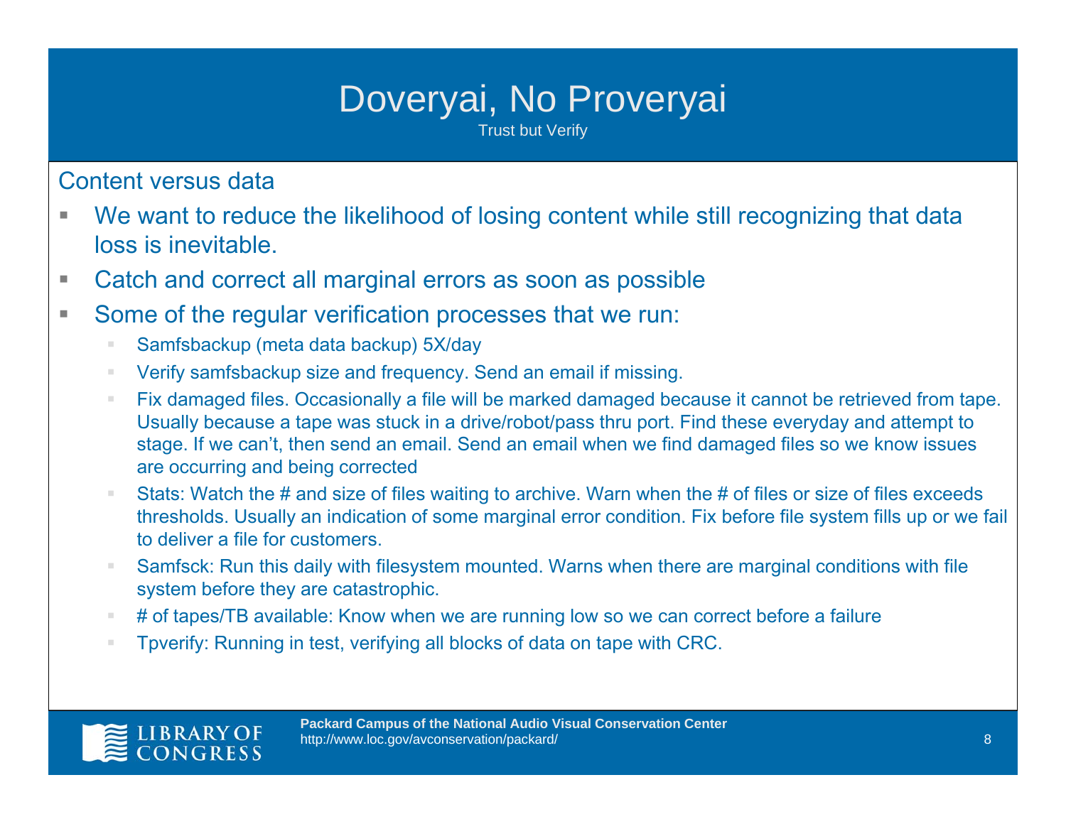# Doveryai, No Proveryai

Trust but Verify

## Content versus data

- We want to reduce the likelihood of losing content while still recognizing that data loss is inevitable.
- Catch and correct all marginal errors as soon as possible
- Some of the regular verification processes that we run:
  - Samfsbackup (meta data backup) 5X/day
  - Verify samfsbackup size and frequency. Send an email if missing.
  - Fix damaged files. Occasionally a file will be marked damaged because it cannot be retrieved from tape. Usually because a tape was stuck in a drive/robot/pass thru port. Find these everyday and attempt to stage. If we can't, then send an email. Send an email when we find damaged files so we know issues are occurring and being corrected
  - Stats: Watch the # and size of files waiting to archive. Warn when the # of files or size of files exceeds thresholds. Usually an indication of some marginal error condition. Fix before file system fills up or we fail to deliver a file for customers.
  - Samfsck: Run this daily with filesystem mounted. Warns when there are marginal conditions with file system before they are catastrophic.
  - # of tapes/TB available: Know when we are running low so we can correct before a failure
  - Tpverify: Running in test, verifying all blocks of data on tape with CRC.

**Packard Campus of the National Audio Visual Conservation Center**
http://www.loc.gov/avconservation/packard/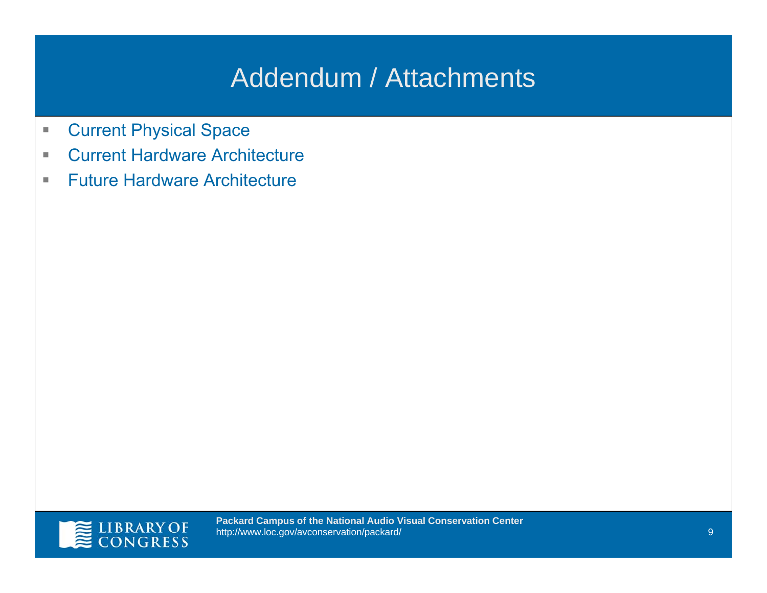# Addendum / Attachments

- Current Physical Space
- Current Hardware Architecture
- Future Hardware Architecture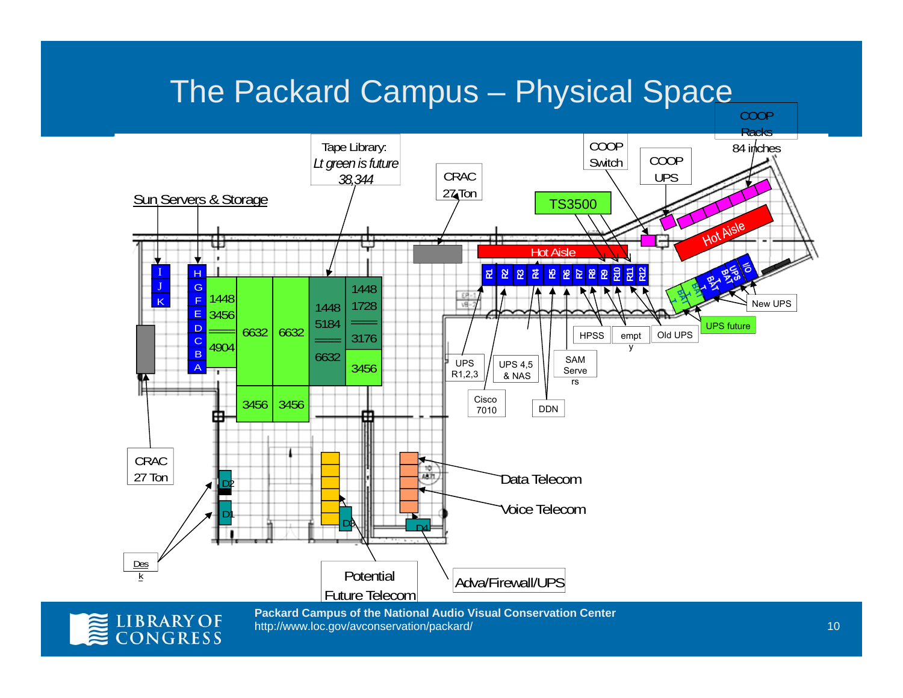# The Packard Campus – Physical Space

Sun Servers & Storage

Tape Library: *Lt green is future* 38,344

CRAC 27 Ton

TS3500

COOP Switch

COOP UPS

COOP Racks 84 inches

Hot Aisle

Hot Aisle

I J K

H G F E D C B A

1448 3456 4904

6632 6632

1448 5184 6632

1448 1728 3176 3456

3456 3456

R1 R2 R3 R4 R5 R6 R7 R8 R9 R10 R11 R12

UPS BAT I/O

BAT T BAT T BAT T

New UPS

UPS future

HPSS

empty

Old UPS

SAM Servers

UPS R1,2,3

UPS 4,5 & NAS

Cisco 7010

DDN

CRAC 27 Ton

D2 D1 D3 D4

Data Telecom

Voice Telecom

Desk

Potential Future Telecom

Adva/Firewall/UPS

**Packard Campus of the National Audio Visual Conservation Center**
http://www.loc.gov/avconservation/packard/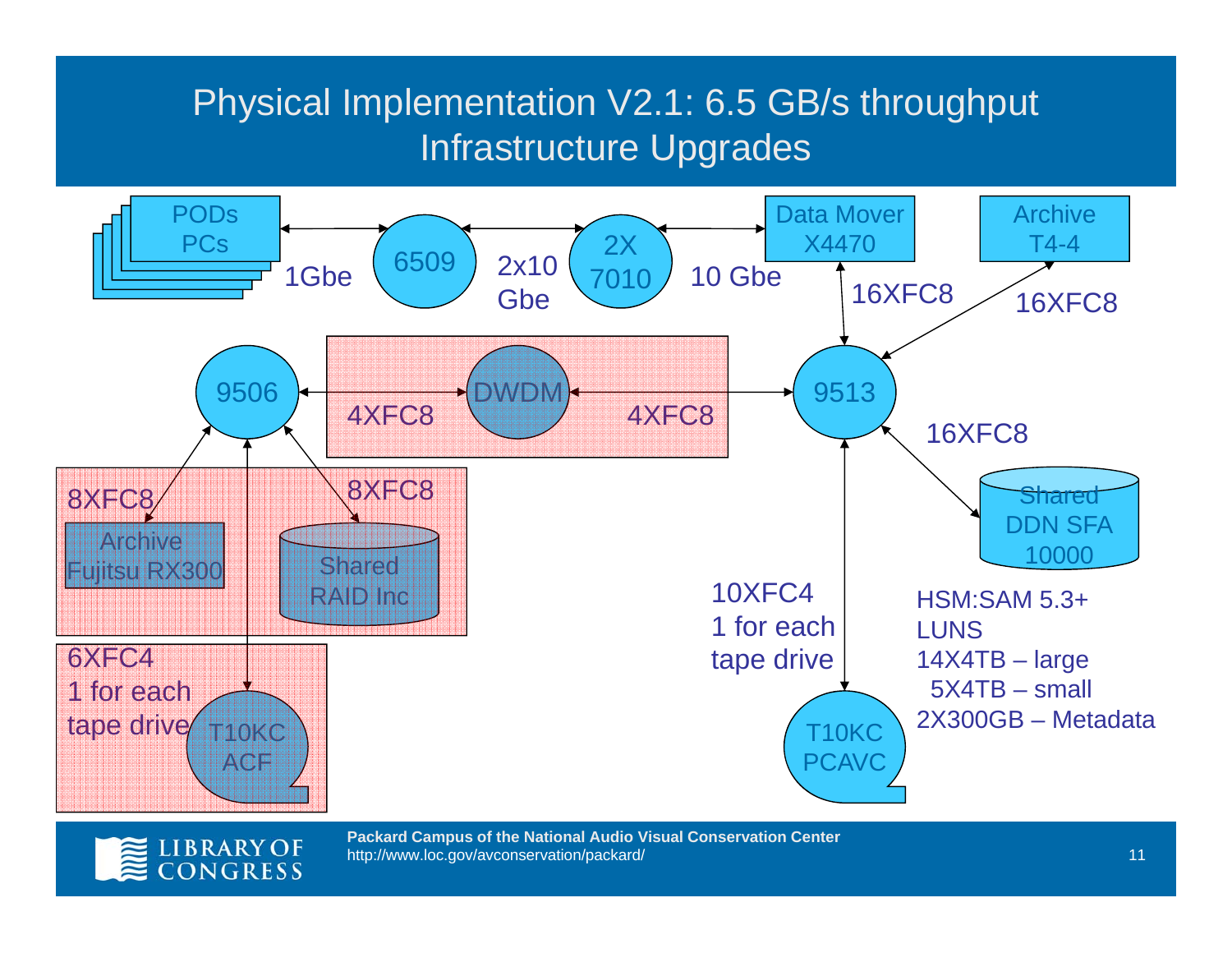# Physical Implementation V2.1: 6.5 GB/s throughput
# Infrastructure Upgrades

PODs PCs

1Gbe

6509

2x10 Gbe

2X 7010

10 Gbe

Data Mover X4470

Archive T4-4

16XFC8

16XFC8

9506

DWDM

4XFC8

4XFC8

9513

16XFC8

8XFC8

8XFC8

Archive Fujitsu RX300

Shared RAID Inc

Shared DDN SFA 10000

6XFC4
1 for each tape drive

T10KC ACF

10XFC4
1 for each tape drive

T10KC PCAVC

HSM:SAM 5.3+
LUNS
14X4TB – large
5X4TB – small
2X300GB – Metadata

**Packard Campus of the National Audio Visual Conservation Center**
http://www.loc.gov/avconservation/packard/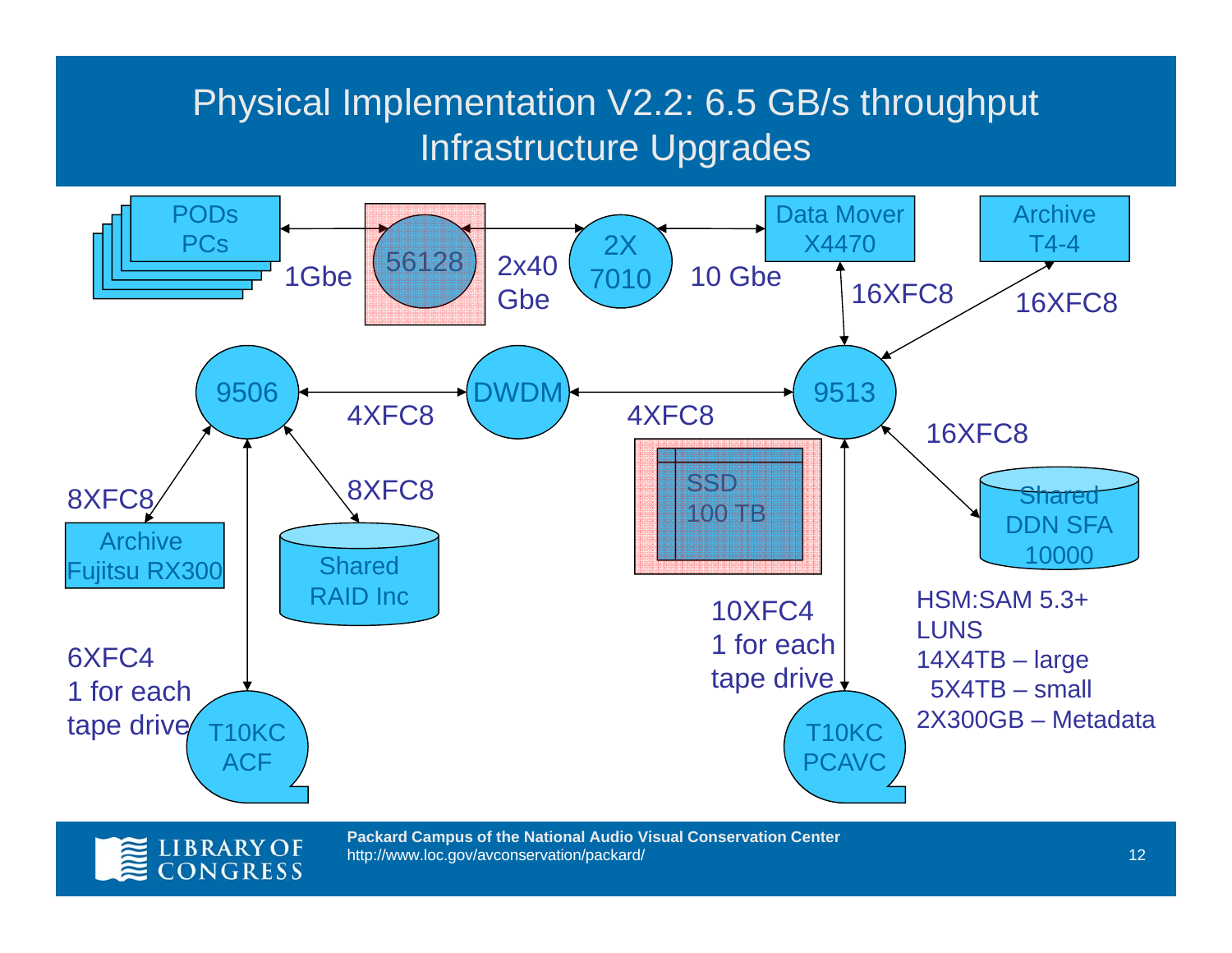# Physical Implementation V2.2: 6.5 GB/s throughput Infrastructure Upgrades

PODs PCs

1Gbe

56128

2x40 Gbe

2X 7010

10 Gbe

Data Mover X4470

Archive T4-4

16XFC8

16XFC8

9506

4XFC8

DWDM

4XFC8

9513

16XFC8

8XFC8

Archive Fujitsu RX300

8XFC8

Shared RAID Inc

SSD 100 TB

Shared DDN SFA 10000

6XFC4
1 for each tape drive

T10KC ACF

10XFC4
1 for each tape drive

T10KC PCAVC

HSM:SAM 5.3+
LUNS
14X4TB – large
5X4TB – small
2X300GB – Metadata

**Packard Campus of the National Audio Visual Conservation Center**
http://www.loc.gov/avconservation/packard/